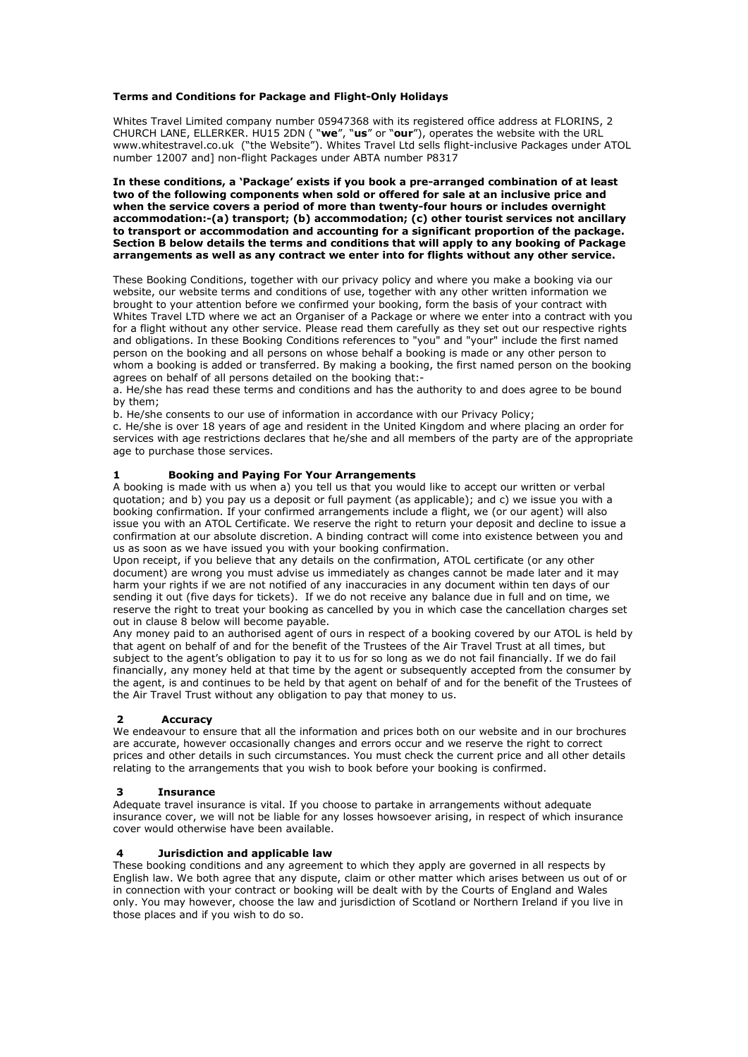**Terms and Conditions for Package and Flight-Only Holidays**

Whites Travel Limited company number 05947368 with its registered office address at FLORINS, 2 CHURCH LANE, ELLERKER. HU15 2DN ( "**we**", "**us**" or "**our**"), operates the website with the URL www.whitestravel.co.uk ("the Website"). Whites Travel Ltd sells flight-inclusive Packages under ATOL number 12007 and] non-flight Packages under ABTA number P8317

**In these conditions, a 'Package' exists if you book a pre-arranged combination of at least two of the following components when sold or offered for sale at an inclusive price and when the service covers a period of more than twenty-four hours or includes overnight accommodation:-(a) transport; (b) accommodation; (c) other tourist services not ancillary to transport or accommodation and accounting for a significant proportion of the package. Section B below details the terms and conditions that will apply to any booking of Package arrangements as well as any contract we enter into for flights without any other service.**

These Booking Conditions, together with our privacy policy and where you make a booking via our website, our website terms and conditions of use, together with any other written information we brought to your attention before we confirmed your booking, form the basis of your contract with Whites Travel LTD where we act an Organiser of a Package or where we enter into a contract with you for a flight without any other service. Please read them carefully as they set out our respective rights and obligations. In these Booking Conditions references to "you" and "your" include the first named person on the booking and all persons on whose behalf a booking is made or any other person to whom a booking is added or transferred. By making a booking, the first named person on the booking agrees on behalf of all persons detailed on the booking that:-

a. He/she has read these terms and conditions and has the authority to and does agree to be bound by them;

b. He/she consents to our use of information in accordance with our Privacy Policy;

c. He/she is over 18 years of age and resident in the United Kingdom and where placing an order for services with age restrictions declares that he/she and all members of the party are of the appropriate age to purchase those services.

## 1 Booking and Paying For Your Arrangements

A booking is made with us when a) you tell us that you would like to accept our written or verbal quotation; and b) you pay us a deposit or full payment (as applicable); and c) we issue you with a booking confirmation. If your confirmed arrangements include a flight, we (or our agent) will also issue you with an ATOL Certificate. We reserve the right to return your deposit and decline to issue a confirmation at our absolute discretion. A binding contract will come into existence between you and us as soon as we have issued you with your booking confirmation.

Upon receipt, if you believe that any details on the confirmation, ATOL certificate (or any other document) are wrong you must advise us immediately as changes cannot be made later and it may harm your rights if we are not notified of any inaccuracies in any document within ten days of our sending it out (five days for tickets). If we do not receive any balance due in full and on time, we reserve the right to treat your booking as cancelled by you in which case the cancellation charges set out in clause 8 below will become payable.

Any money paid to an authorised agent of ours in respect of a booking covered by our ATOL is held by that agent on behalf of and for the benefit of the Trustees of the Air Travel Trust at all times, but subject to the agent's obligation to pay it to us for so long as we do not fail financially. If we do fail financially, any money held at that time by the agent or subsequently accepted from the consumer by the agent, is and continues to be held by that agent on behalf of and for the benefit of the Trustees of the Air Travel Trust without any obligation to pay that money to us.

## 2 Accuracy

We endeavour to ensure that all the information and prices both on our website and in our brochures are accurate, however occasionally changes and errors occur and we reserve the right to correct prices and other details in such circumstances. You must check the current price and all other details relating to the arrangements that you wish to book before your booking is confirmed.

## 3 Insurance

Adequate travel insurance is vital. If you choose to partake in arrangements without adequate insurance cover, we will not be liable for any losses howsoever arising, in respect of which insurance cover would otherwise have been available.

## 4 Jurisdiction and applicable law

These booking conditions and any agreement to which they apply are governed in all respects by English law. We both agree that any dispute, claim or other matter which arises between us out of or in connection with your contract or booking will be dealt with by the Courts of England and Wales only. You may however, choose the law and jurisdiction of Scotland or Northern Ireland if you live in those places and if you wish to do so.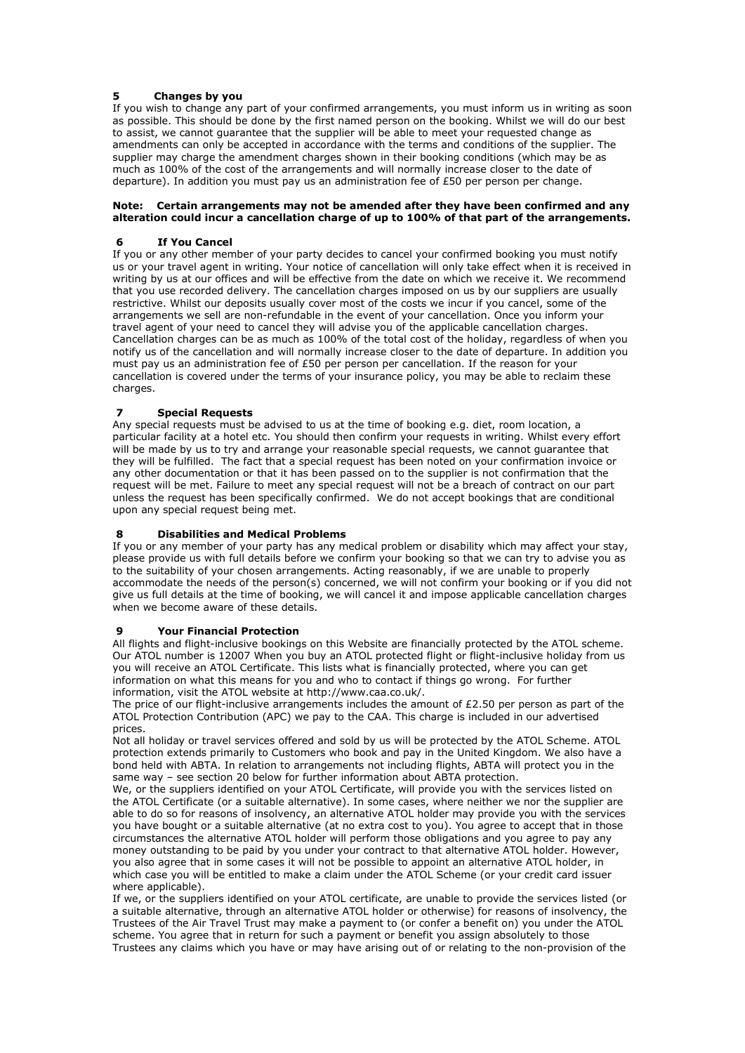## 5 Changes by you

If you wish to change any part of your confirmed arrangements, you must inform us in writing as soon as possible. This should be done by the first named person on the booking. Whilst we will do our best to assist, we cannot guarantee that the supplier will be able to meet your requested change as amendments can only be accepted in accordance with the terms and conditions of the supplier. The supplier may charge the amendment charges shown in their booking conditions (which may be as much as 100% of the cost of the arrangements and will normally increase closer to the date of departure). In addition you must pay us an administration fee of £50 per person per change.

**Note: Certain arrangements may not be amended after they have been confirmed and any alteration could incur a cancellation charge of up to 100% of that part of the arrangements.**

## 6 If You Cancel

If you or any other member of your party decides to cancel your confirmed booking you must notify us or your travel agent in writing. Your notice of cancellation will only take effect when it is received in writing by us at our offices and will be effective from the date on which we receive it. We recommend that you use recorded delivery. The cancellation charges imposed on us by our suppliers are usually restrictive. Whilst our deposits usually cover most of the costs we incur if you cancel, some of the arrangements we sell are non-refundable in the event of your cancellation. Once you inform your travel agent of your need to cancel they will advise you of the applicable cancellation charges. Cancellation charges can be as much as 100% of the total cost of the holiday, regardless of when you notify us of the cancellation and will normally increase closer to the date of departure. In addition you must pay us an administration fee of £50 per person per cancellation. If the reason for your cancellation is covered under the terms of your insurance policy, you may be able to reclaim these charges.

## 7 Special Requests

Any special requests must be advised to us at the time of booking e.g. diet, room location, a particular facility at a hotel etc. You should then confirm your requests in writing. Whilst every effort will be made by us to try and arrange your reasonable special requests, we cannot guarantee that they will be fulfilled. The fact that a special request has been noted on your confirmation invoice or any other documentation or that it has been passed on to the supplier is not confirmation that the request will be met. Failure to meet any special request will not be a breach of contract on our part unless the request has been specifically confirmed. We do not accept bookings that are conditional upon any special request being met.

## 8 Disabilities and Medical Problems

If you or any member of your party has any medical problem or disability which may affect your stay, please provide us with full details before we confirm your booking so that we can try to advise you as to the suitability of your chosen arrangements. Acting reasonably, if we are unable to properly accommodate the needs of the person(s) concerned, we will not confirm your booking or if you did not give us full details at the time of booking, we will cancel it and impose applicable cancellation charges when we become aware of these details.

## 9 Your Financial Protection

All flights and flight-inclusive bookings on this Website are financially protected by the ATOL scheme. Our ATOL number is 12007 When you buy an ATOL protected flight or flight-inclusive holiday from us you will receive an ATOL Certificate. This lists what is financially protected, where you can get information on what this means for you and who to contact if things go wrong. For further information, visit the ATOL website at http://www.caa.co.uk/.

The price of our flight-inclusive arrangements includes the amount of £2.50 per person as part of the ATOL Protection Contribution (APC) we pay to the CAA. This charge is included in our advertised prices.

Not all holiday or travel services offered and sold by us will be protected by the ATOL Scheme. ATOL protection extends primarily to Customers who book and pay in the United Kingdom. We also have a bond held with ABTA. In relation to arrangements not including flights, ABTA will protect you in the same way – see section 20 below for further information about ABTA protection.

We, or the suppliers identified on your ATOL Certificate, will provide you with the services listed on the ATOL Certificate (or a suitable alternative). In some cases, where neither we nor the supplier are able to do so for reasons of insolvency, an alternative ATOL holder may provide you with the services you have bought or a suitable alternative (at no extra cost to you). You agree to accept that in those circumstances the alternative ATOL holder will perform those obligations and you agree to pay any money outstanding to be paid by you under your contract to that alternative ATOL holder. However, you also agree that in some cases it will not be possible to appoint an alternative ATOL holder, in which case you will be entitled to make a claim under the ATOL Scheme (or your credit card issuer where applicable).

If we, or the suppliers identified on your ATOL certificate, are unable to provide the services listed (or a suitable alternative, through an alternative ATOL holder or otherwise) for reasons of insolvency, the Trustees of the Air Travel Trust may make a payment to (or confer a benefit on) you under the ATOL scheme. You agree that in return for such a payment or benefit you assign absolutely to those Trustees any claims which you have or may have arising out of or relating to the non-provision of the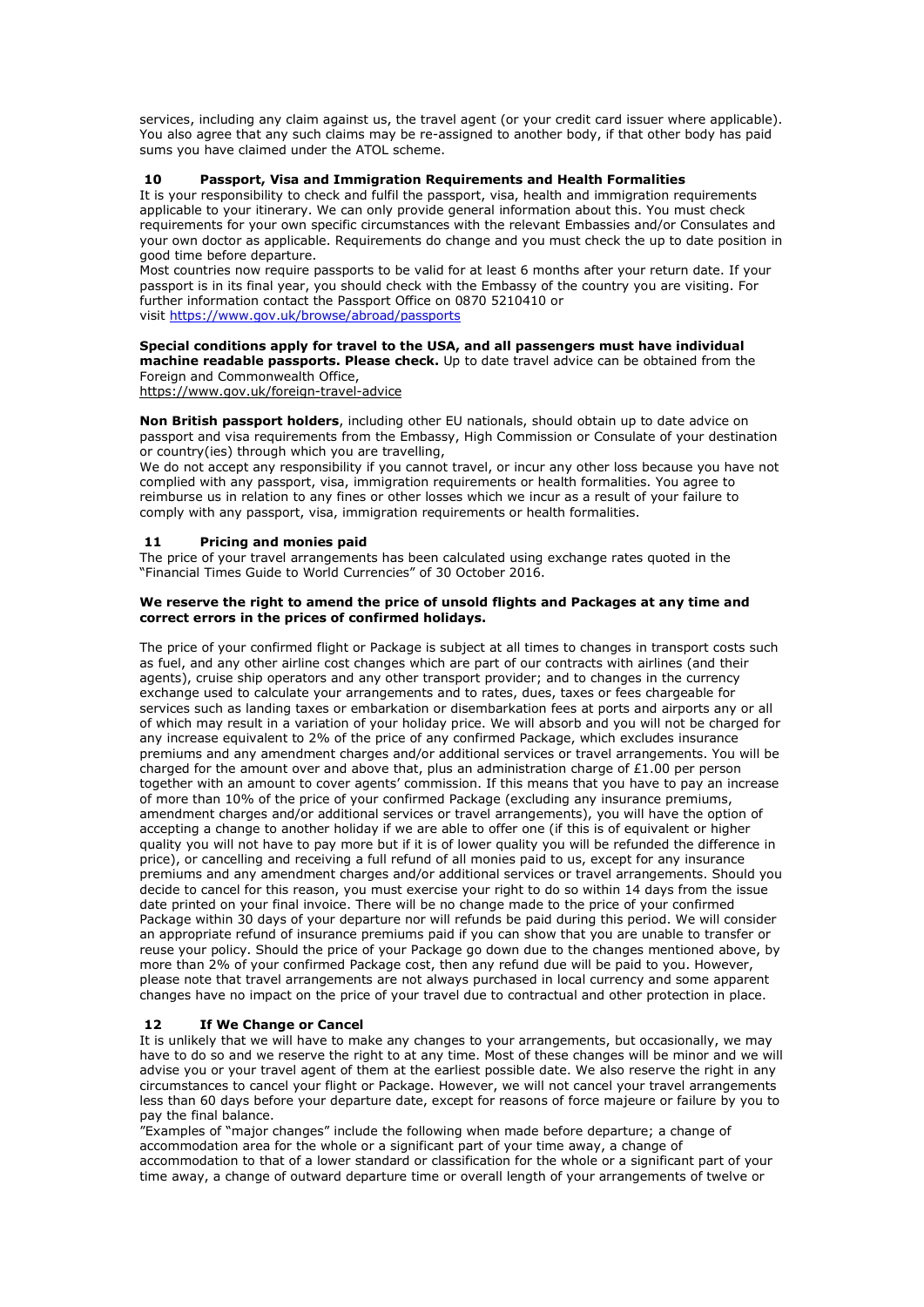services, including any claim against us, the travel agent (or your credit card issuer where applicable). You also agree that any such claims may be re-assigned to another body, if that other body has paid sums you have claimed under the ATOL scheme.

### 10 Passport, Visa and Immigration Requirements and Health Formalities

It is your responsibility to check and fulfil the passport, visa, health and immigration requirements applicable to your itinerary. We can only provide general information about this. You must check requirements for your own specific circumstances with the relevant Embassies and/or Consulates and your own doctor as applicable. Requirements do change and you must check the up to date position in good time before departure.

Most countries now require passports to be valid for at least 6 months after your return date. If your passport is in its final year, you should check with the Embassy of the country you are visiting. For further information contact the Passport Office on 0870 5210410 or visit https://www.gov.uk/browse/abroad/passports

**Special conditions apply for travel to the USA, and all passengers must have individual machine readable passports. Please check.** Up to date travel advice can be obtained from the Foreign and Commonwealth Office, https://www.gov.uk/foreign-travel-advice

**Non British passport holders**, including other EU nationals, should obtain up to date advice on passport and visa requirements from the Embassy, High Commission or Consulate of your destination or country(ies) through which you are travelling,

We do not accept any responsibility if you cannot travel, or incur any other loss because you have not complied with any passport, visa, immigration requirements or health formalities. You agree to reimburse us in relation to any fines or other losses which we incur as a result of your failure to comply with any passport, visa, immigration requirements or health formalities.

### 11 Pricing and monies paid

The price of your travel arrangements has been calculated using exchange rates quoted in the "Financial Times Guide to World Currencies" of 30 October 2016.

**We reserve the right to amend the price of unsold flights and Packages at any time and correct errors in the prices of confirmed holidays.**

The price of your confirmed flight or Package is subject at all times to changes in transport costs such as fuel, and any other airline cost changes which are part of our contracts with airlines (and their agents), cruise ship operators and any other transport provider; and to changes in the currency exchange used to calculate your arrangements and to rates, dues, taxes or fees chargeable for services such as landing taxes or embarkation or disembarkation fees at ports and airports any or all of which may result in a variation of your holiday price. We will absorb and you will not be charged for any increase equivalent to 2% of the price of any confirmed Package, which excludes insurance premiums and any amendment charges and/or additional services or travel arrangements. You will be charged for the amount over and above that, plus an administration charge of £1.00 per person together with an amount to cover agents' commission. If this means that you have to pay an increase of more than 10% of the price of your confirmed Package (excluding any insurance premiums, amendment charges and/or additional services or travel arrangements), you will have the option of accepting a change to another holiday if we are able to offer one (if this is of equivalent or higher quality you will not have to pay more but if it is of lower quality you will be refunded the difference in price), or cancelling and receiving a full refund of all monies paid to us, except for any insurance premiums and any amendment charges and/or additional services or travel arrangements. Should you decide to cancel for this reason, you must exercise your right to do so within 14 days from the issue date printed on your final invoice. There will be no change made to the price of your confirmed Package within 30 days of your departure nor will refunds be paid during this period. We will consider an appropriate refund of insurance premiums paid if you can show that you are unable to transfer or reuse your policy. Should the price of your Package go down due to the changes mentioned above, by more than 2% of your confirmed Package cost, then any refund due will be paid to you. However, please note that travel arrangements are not always purchased in local currency and some apparent changes have no impact on the price of your travel due to contractual and other protection in place.

### 12 If We Change or Cancel

It is unlikely that we will have to make any changes to your arrangements, but occasionally, we may have to do so and we reserve the right to at any time. Most of these changes will be minor and we will advise you or your travel agent of them at the earliest possible date. We also reserve the right in any circumstances to cancel your flight or Package. However, we will not cancel your travel arrangements less than 60 days before your departure date, except for reasons of force majeure or failure by you to pay the final balance.

"Examples of "major changes" include the following when made before departure; a change of accommodation area for the whole or a significant part of your time away, a change of accommodation to that of a lower standard or classification for the whole or a significant part of your time away, a change of outward departure time or overall length of your arrangements of twelve or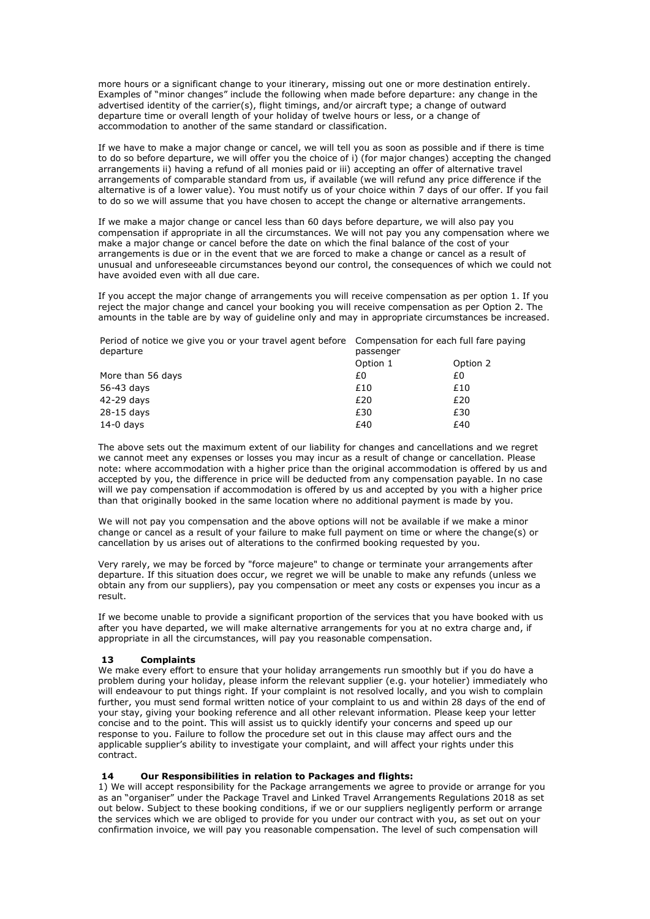more hours or a significant change to your itinerary, missing out one or more destination entirely. Examples of "minor changes" include the following when made before departure: any change in the advertised identity of the carrier(s), flight timings, and/or aircraft type; a change of outward departure time or overall length of your holiday of twelve hours or less, or a change of accommodation to another of the same standard or classification.

If we have to make a major change or cancel, we will tell you as soon as possible and if there is time to do so before departure, we will offer you the choice of i) (for major changes) accepting the changed arrangements ii) having a refund of all monies paid or iii) accepting an offer of alternative travel arrangements of comparable standard from us, if available (we will refund any price difference if the alternative is of a lower value). You must notify us of your choice within 7 days of our offer. If you fail to do so we will assume that you have chosen to accept the change or alternative arrangements.

If we make a major change or cancel less than 60 days before departure, we will also pay you compensation if appropriate in all the circumstances. We will not pay you any compensation where we make a major change or cancel before the date on which the final balance of the cost of your arrangements is due or in the event that we are forced to make a change or cancel as a result of unusual and unforeseeable circumstances beyond our control, the consequences of which we could not have avoided even with all due care.

If you accept the major change of arrangements you will receive compensation as per option 1. If you reject the major change and cancel your booking you will receive compensation as per Option 2. The amounts in the table are by way of guideline only and may in appropriate circumstances be increased.

| Period of notice we give you or your travel agent before departure | Compensation for each full fare paying passenger | |
|---|---|---|
| | Option 1 | Option 2 |
| More than 56 days | £0 | £0 |
| 56-43 days | £10 | £10 |
| 42-29 days | £20 | £20 |
| 28-15 days | £30 | £30 |
| 14-0 days | £40 | £40 |

The above sets out the maximum extent of our liability for changes and cancellations and we regret we cannot meet any expenses or losses you may incur as a result of change or cancellation. Please note: where accommodation with a higher price than the original accommodation is offered by us and accepted by you, the difference in price will be deducted from any compensation payable. In no case will we pay compensation if accommodation is offered by us and accepted by you with a higher price than that originally booked in the same location where no additional payment is made by you.

We will not pay you compensation and the above options will not be available if we make a minor change or cancel as a result of your failure to make full payment on time or where the change(s) or cancellation by us arises out of alterations to the confirmed booking requested by you.

Very rarely, we may be forced by "force majeure" to change or terminate your arrangements after departure. If this situation does occur, we regret we will be unable to make any refunds (unless we obtain any from our suppliers), pay you compensation or meet any costs or expenses you incur as a result.

If we become unable to provide a significant proportion of the services that you have booked with us after you have departed, we will make alternative arrangements for you at no extra charge and, if appropriate in all the circumstances, will pay you reasonable compensation.

## 13 Complaints

We make every effort to ensure that your holiday arrangements run smoothly but if you do have a problem during your holiday, please inform the relevant supplier (e.g. your hotelier) immediately who will endeavour to put things right. If your complaint is not resolved locally, and you wish to complain further, you must send formal written notice of your complaint to us and within 28 days of the end of your stay, giving your booking reference and all other relevant information. Please keep your letter concise and to the point. This will assist us to quickly identify your concerns and speed up our response to you. Failure to follow the procedure set out in this clause may affect ours and the applicable supplier's ability to investigate your complaint, and will affect your rights under this contract.

## 14 Our Responsibilities in relation to Packages and flights:

1) We will accept responsibility for the Package arrangements we agree to provide or arrange for you as an "organiser" under the Package Travel and Linked Travel Arrangements Regulations 2018 as set out below. Subject to these booking conditions, if we or our suppliers negligently perform or arrange the services which we are obliged to provide for you under our contract with you, as set out on your confirmation invoice, we will pay you reasonable compensation. The level of such compensation will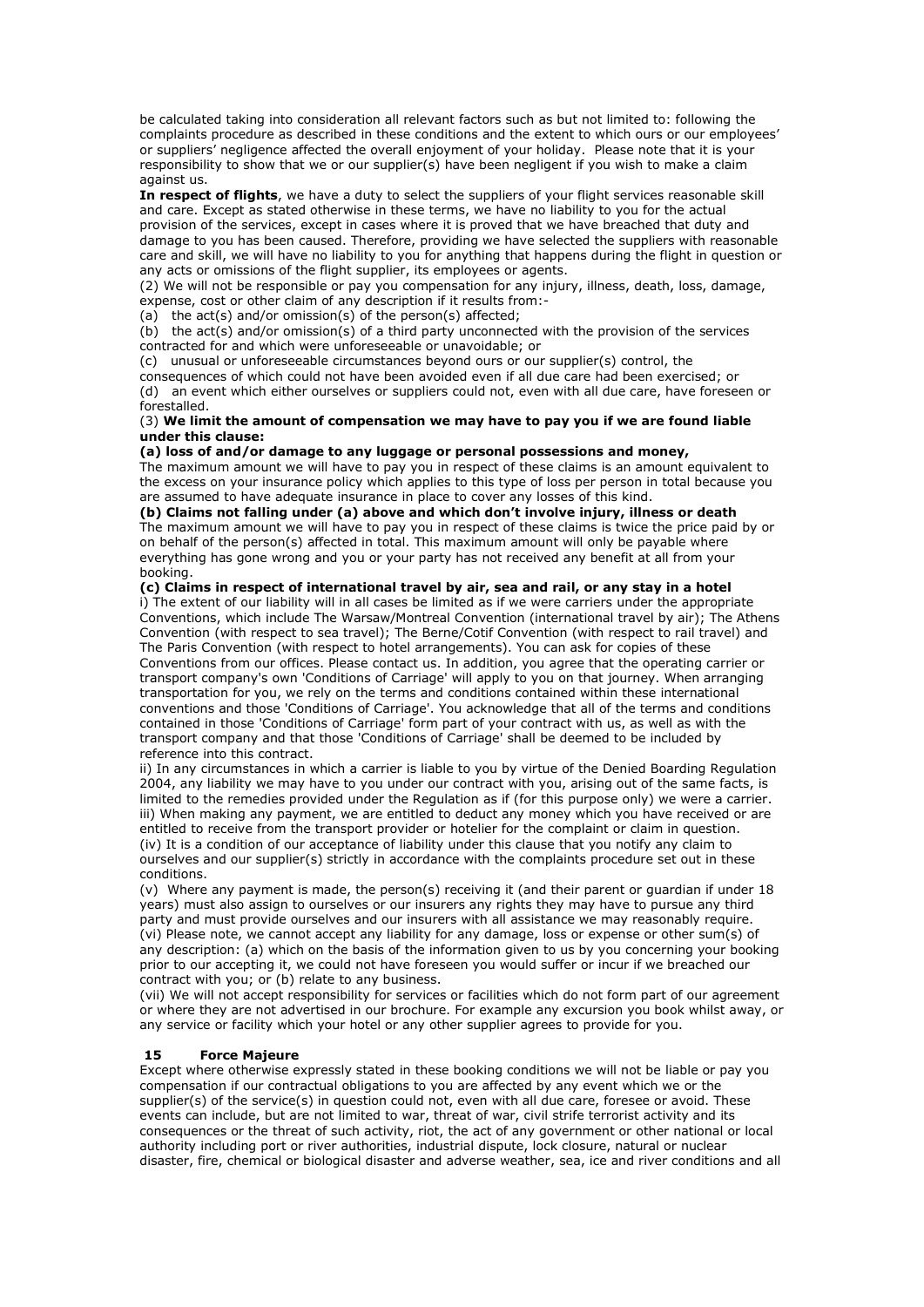be calculated taking into consideration all relevant factors such as but not limited to: following the complaints procedure as described in these conditions and the extent to which ours or our employees' or suppliers' negligence affected the overall enjoyment of your holiday. Please note that it is your responsibility to show that we or our supplier(s) have been negligent if you wish to make a claim against us.

**In respect of flights**, we have a duty to select the suppliers of your flight services reasonable skill and care. Except as stated otherwise in these terms, we have no liability to you for the actual provision of the services, except in cases where it is proved that we have breached that duty and damage to you has been caused. Therefore, providing we have selected the suppliers with reasonable care and skill, we will have no liability to you for anything that happens during the flight in question or any acts or omissions of the flight supplier, its employees or agents.

(2) We will not be responsible or pay you compensation for any injury, illness, death, loss, damage, expense, cost or other claim of any description if it results from:-

(a) the act(s) and/or omission(s) of the person(s) affected;

(b) the act(s) and/or omission(s) of a third party unconnected with the provision of the services contracted for and which were unforeseeable or unavoidable; or

(c) unusual or unforeseeable circumstances beyond ours or our supplier(s) control, the consequences of which could not have been avoided even if all due care had been exercised; or

(d) an event which either ourselves or suppliers could not, even with all due care, have foreseen or forestalled.

(3) **We limit the amount of compensation we may have to pay you if we are found liable under this clause:**

**(a) loss of and/or damage to any luggage or personal possessions and money,**

The maximum amount we will have to pay you in respect of these claims is an amount equivalent to the excess on your insurance policy which applies to this type of loss per person in total because you are assumed to have adequate insurance in place to cover any losses of this kind.

**(b) Claims not falling under (a) above and which don't involve injury, illness or death**

The maximum amount we will have to pay you in respect of these claims is twice the price paid by or on behalf of the person(s) affected in total. This maximum amount will only be payable where everything has gone wrong and you or your party has not received any benefit at all from your booking.

**(c) Claims in respect of international travel by air, sea and rail, or any stay in a hotel**

i) The extent of our liability will in all cases be limited as if we were carriers under the appropriate Conventions, which include The Warsaw/Montreal Convention (international travel by air); The Athens Convention (with respect to sea travel); The Berne/Cotif Convention (with respect to rail travel) and The Paris Convention (with respect to hotel arrangements). You can ask for copies of these Conventions from our offices. Please contact us. In addition, you agree that the operating carrier or transport company's own 'Conditions of Carriage' will apply to you on that journey. When arranging transportation for you, we rely on the terms and conditions contained within these international conventions and those 'Conditions of Carriage'. You acknowledge that all of the terms and conditions contained in those 'Conditions of Carriage' form part of your contract with us, as well as with the transport company and that those 'Conditions of Carriage' shall be deemed to be included by reference into this contract.

ii) In any circumstances in which a carrier is liable to you by virtue of the Denied Boarding Regulation 2004, any liability we may have to you under our contract with you, arising out of the same facts, is limited to the remedies provided under the Regulation as if (for this purpose only) we were a carrier.

iii) When making any payment, we are entitled to deduct any money which you have received or are entitled to receive from the transport provider or hotelier for the complaint or claim in question.

(iv) It is a condition of our acceptance of liability under this clause that you notify any claim to ourselves and our supplier(s) strictly in accordance with the complaints procedure set out in these conditions.

(v) Where any payment is made, the person(s) receiving it (and their parent or guardian if under 18 years) must also assign to ourselves or our insurers any rights they may have to pursue any third party and must provide ourselves and our insurers with all assistance we may reasonably require.

(vi) Please note, we cannot accept any liability for any damage, loss or expense or other sum(s) of any description: (a) which on the basis of the information given to us by you concerning your booking prior to our accepting it, we could not have foreseen you would suffer or incur if we breached our contract with you; or (b) relate to any business.

(vii) We will not accept responsibility for services or facilities which do not form part of our agreement or where they are not advertised in our brochure. For example any excursion you book whilst away, or any service or facility which your hotel or any other supplier agrees to provide for you.

## 15 Force Majeure

Except where otherwise expressly stated in these booking conditions we will not be liable or pay you compensation if our contractual obligations to you are affected by any event which we or the supplier(s) of the service(s) in question could not, even with all due care, foresee or avoid. These events can include, but are not limited to war, threat of war, civil strife terrorist activity and its consequences or the threat of such activity, riot, the act of any government or other national or local authority including port or river authorities, industrial dispute, lock closure, natural or nuclear disaster, fire, chemical or biological disaster and adverse weather, sea, ice and river conditions and all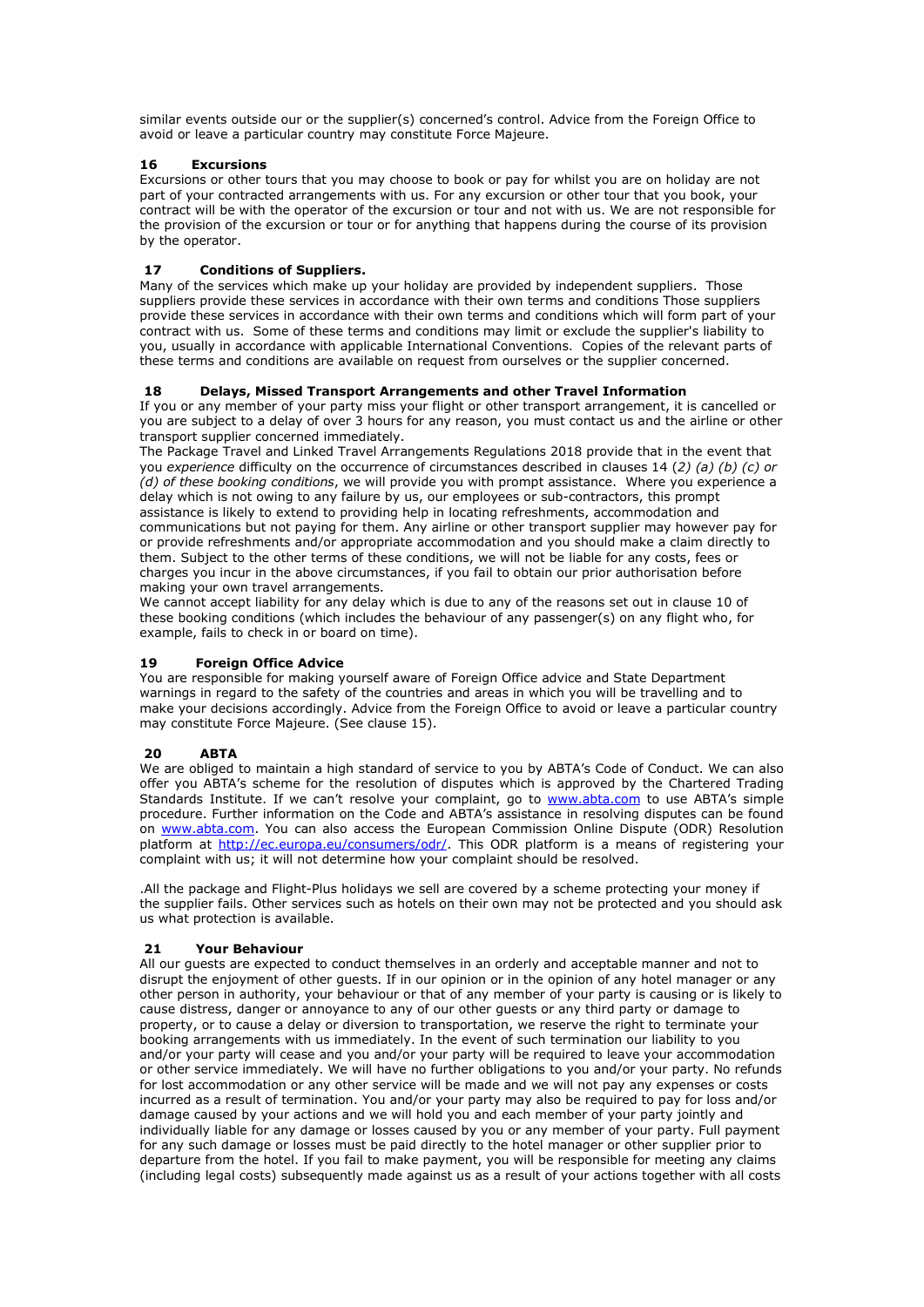similar events outside our or the supplier(s) concerned's control. Advice from the Foreign Office to avoid or leave a particular country may constitute Force Majeure.

### 16 Excursions

Excursions or other tours that you may choose to book or pay for whilst you are on holiday are not part of your contracted arrangements with us. For any excursion or other tour that you book, your contract will be with the operator of the excursion or tour and not with us. We are not responsible for the provision of the excursion or tour or for anything that happens during the course of its provision by the operator.

### 17 Conditions of Suppliers.

Many of the services which make up your holiday are provided by independent suppliers. Those suppliers provide these services in accordance with their own terms and conditions Those suppliers provide these services in accordance with their own terms and conditions which will form part of your contract with us. Some of these terms and conditions may limit or exclude the supplier's liability to you, usually in accordance with applicable International Conventions. Copies of the relevant parts of these terms and conditions are available on request from ourselves or the supplier concerned.

### 18 Delays, Missed Transport Arrangements and other Travel Information

If you or any member of your party miss your flight or other transport arrangement, it is cancelled or you are subject to a delay of over 3 hours for any reason, you must contact us and the airline or other transport supplier concerned immediately.

The Package Travel and Linked Travel Arrangements Regulations 2018 provide that in the event that you *experience* difficulty on the occurrence of circumstances described in clauses 14 (*2) (a) (b) (c) or (d) of these booking conditions*, we will provide you with prompt assistance. Where you experience a delay which is not owing to any failure by us, our employees or sub-contractors, this prompt assistance is likely to extend to providing help in locating refreshments, accommodation and communications but not paying for them. Any airline or other transport supplier may however pay for or provide refreshments and/or appropriate accommodation and you should make a claim directly to them. Subject to the other terms of these conditions, we will not be liable for any costs, fees or charges you incur in the above circumstances, if you fail to obtain our prior authorisation before making your own travel arrangements.

We cannot accept liability for any delay which is due to any of the reasons set out in clause 10 of these booking conditions (which includes the behaviour of any passenger(s) on any flight who, for example, fails to check in or board on time).

### 19 Foreign Office Advice

You are responsible for making yourself aware of Foreign Office advice and State Department warnings in regard to the safety of the countries and areas in which you will be travelling and to make your decisions accordingly. Advice from the Foreign Office to avoid or leave a particular country may constitute Force Majeure. (See clause 15).

### 20 ABTA

We are obliged to maintain a high standard of service to you by ABTA's Code of Conduct. We can also offer you ABTA's scheme for the resolution of disputes which is approved by the Chartered Trading Standards Institute. If we can't resolve your complaint, go to www.abta.com to use ABTA's simple procedure. Further information on the Code and ABTA's assistance in resolving disputes can be found on www.abta.com. You can also access the European Commission Online Dispute (ODR) Resolution platform at http://ec.europa.eu/consumers/odr/. This ODR platform is a means of registering your complaint with us; it will not determine how your complaint should be resolved.

.All the package and Flight-Plus holidays we sell are covered by a scheme protecting your money if the supplier fails. Other services such as hotels on their own may not be protected and you should ask us what protection is available.

### 21 Your Behaviour

All our guests are expected to conduct themselves in an orderly and acceptable manner and not to disrupt the enjoyment of other guests. If in our opinion or in the opinion of any hotel manager or any other person in authority, your behaviour or that of any member of your party is causing or is likely to cause distress, danger or annoyance to any of our other guests or any third party or damage to property, or to cause a delay or diversion to transportation, we reserve the right to terminate your booking arrangements with us immediately. In the event of such termination our liability to you and/or your party will cease and you and/or your party will be required to leave your accommodation or other service immediately. We will have no further obligations to you and/or your party. No refunds for lost accommodation or any other service will be made and we will not pay any expenses or costs incurred as a result of termination. You and/or your party may also be required to pay for loss and/or damage caused by your actions and we will hold you and each member of your party jointly and individually liable for any damage or losses caused by you or any member of your party. Full payment for any such damage or losses must be paid directly to the hotel manager or other supplier prior to departure from the hotel. If you fail to make payment, you will be responsible for meeting any claims (including legal costs) subsequently made against us as a result of your actions together with all costs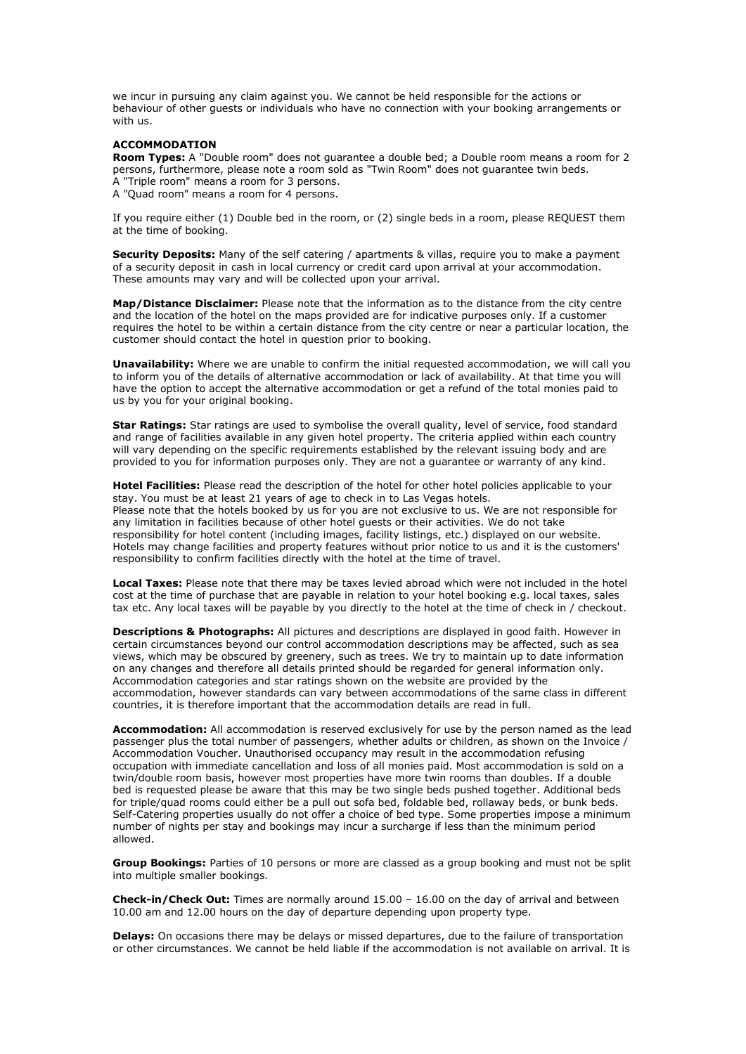we incur in pursuing any claim against you. We cannot be held responsible for the actions or behaviour of other guests or individuals who have no connection with your booking arrangements or with us.

## ACCOMMODATION

**Room Types:** A "Double room" does not guarantee a double bed; a Double room means a room for 2 persons, furthermore, please note a room sold as "Twin Room" does not guarantee twin beds.
A "Triple room" means a room for 3 persons.
A "Quad room" means a room for 4 persons.

If you require either (1) Double bed in the room, or (2) single beds in a room, please REQUEST them at the time of booking.

**Security Deposits:** Many of the self catering / apartments & villas, require you to make a payment of a security deposit in cash in local currency or credit card upon arrival at your accommodation. These amounts may vary and will be collected upon your arrival.

**Map/Distance Disclaimer:** Please note that the information as to the distance from the city centre and the location of the hotel on the maps provided are for indicative purposes only. If a customer requires the hotel to be within a certain distance from the city centre or near a particular location, the customer should contact the hotel in question prior to booking.

**Unavailability:** Where we are unable to confirm the initial requested accommodation, we will call you to inform you of the details of alternative accommodation or lack of availability. At that time you will have the option to accept the alternative accommodation or get a refund of the total monies paid to us by you for your original booking.

**Star Ratings:** Star ratings are used to symbolise the overall quality, level of service, food standard and range of facilities available in any given hotel property. The criteria applied within each country will vary depending on the specific requirements established by the relevant issuing body and are provided to you for information purposes only. They are not a guarantee or warranty of any kind.

**Hotel Facilities:** Please read the description of the hotel for other hotel policies applicable to your stay. You must be at least 21 years of age to check in to Las Vegas hotels.
Please note that the hotels booked by us for you are not exclusive to us. We are not responsible for any limitation in facilities because of other hotel guests or their activities. We do not take responsibility for hotel content (including images, facility listings, etc.) displayed on our website. Hotels may change facilities and property features without prior notice to us and it is the customers' responsibility to confirm facilities directly with the hotel at the time of travel.

**Local Taxes:** Please note that there may be taxes levied abroad which were not included in the hotel cost at the time of purchase that are payable in relation to your hotel booking e.g. local taxes, sales tax etc. Any local taxes will be payable by you directly to the hotel at the time of check in / checkout.

**Descriptions & Photographs:** All pictures and descriptions are displayed in good faith. However in certain circumstances beyond our control accommodation descriptions may be affected, such as sea views, which may be obscured by greenery, such as trees. We try to maintain up to date information on any changes and therefore all details printed should be regarded for general information only. Accommodation categories and star ratings shown on the website are provided by the accommodation, however standards can vary between accommodations of the same class in different countries, it is therefore important that the accommodation details are read in full.

**Accommodation:** All accommodation is reserved exclusively for use by the person named as the lead passenger plus the total number of passengers, whether adults or children, as shown on the Invoice / Accommodation Voucher. Unauthorised occupancy may result in the accommodation refusing occupation with immediate cancellation and loss of all monies paid. Most accommodation is sold on a twin/double room basis, however most properties have more twin rooms than doubles. If a double bed is requested please be aware that this may be two single beds pushed together. Additional beds for triple/quad rooms could either be a pull out sofa bed, foldable bed, rollaway beds, or bunk beds. Self-Catering properties usually do not offer a choice of bed type. Some properties impose a minimum number of nights per stay and bookings may incur a surcharge if less than the minimum period allowed.

**Group Bookings:** Parties of 10 persons or more are classed as a group booking and must not be split into multiple smaller bookings.

**Check-in/Check Out:** Times are normally around 15.00 – 16.00 on the day of arrival and between 10.00 am and 12.00 hours on the day of departure depending upon property type.

**Delays:** On occasions there may be delays or missed departures, due to the failure of transportation or other circumstances. We cannot be held liable if the accommodation is not available on arrival. It is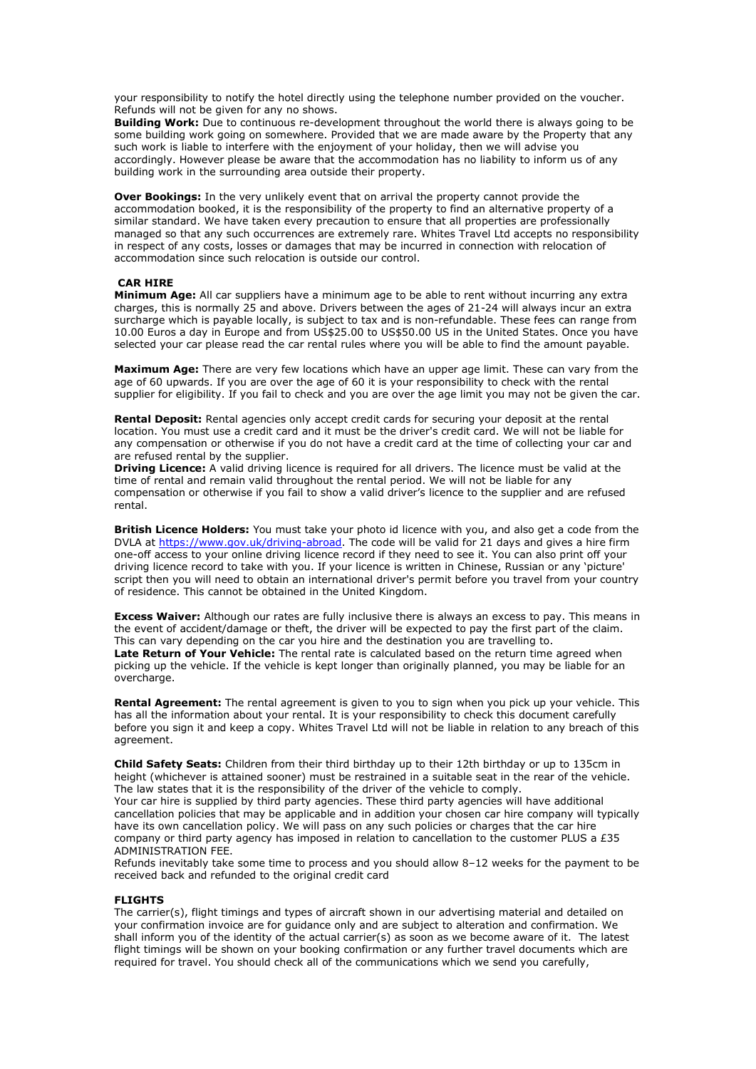your responsibility to notify the hotel directly using the telephone number provided on the voucher. Refunds will not be given for any no shows.

**Building Work:** Due to continuous re-development throughout the world there is always going to be some building work going on somewhere. Provided that we are made aware by the Property that any such work is liable to interfere with the enjoyment of your holiday, then we will advise you accordingly. However please be aware that the accommodation has no liability to inform us of any building work in the surrounding area outside their property.

**Over Bookings:** In the very unlikely event that on arrival the property cannot provide the accommodation booked, it is the responsibility of the property to find an alternative property of a similar standard. We have taken every precaution to ensure that all properties are professionally managed so that any such occurrences are extremely rare. Whites Travel Ltd accepts no responsibility in respect of any costs, losses or damages that may be incurred in connection with relocation of accommodation since such relocation is outside our control.

## CAR HIRE

**Minimum Age:** All car suppliers have a minimum age to be able to rent without incurring any extra charges, this is normally 25 and above. Drivers between the ages of 21-24 will always incur an extra surcharge which is payable locally, is subject to tax and is non-refundable. These fees can range from 10.00 Euros a day in Europe and from US$25.00 to US$50.00 US in the United States. Once you have selected your car please read the car rental rules where you will be able to find the amount payable.

**Maximum Age:** There are very few locations which have an upper age limit. These can vary from the age of 60 upwards. If you are over the age of 60 it is your responsibility to check with the rental supplier for eligibility. If you fail to check and you are over the age limit you may not be given the car.

**Rental Deposit:** Rental agencies only accept credit cards for securing your deposit at the rental location. You must use a credit card and it must be the driver's credit card. We will not be liable for any compensation or otherwise if you do not have a credit card at the time of collecting your car and are refused rental by the supplier.

**Driving Licence:** A valid driving licence is required for all drivers. The licence must be valid at the time of rental and remain valid throughout the rental period. We will not be liable for any compensation or otherwise if you fail to show a valid driver's licence to the supplier and are refused rental.

**British Licence Holders:** You must take your photo id licence with you, and also get a code from the DVLA at https://www.gov.uk/driving-abroad. The code will be valid for 21 days and gives a hire firm one-off access to your online driving licence record if they need to see it. You can also print off your driving licence record to take with you. If your licence is written in Chinese, Russian or any 'picture' script then you will need to obtain an international driver's permit before you travel from your country of residence. This cannot be obtained in the United Kingdom.

**Excess Waiver:** Although our rates are fully inclusive there is always an excess to pay. This means in the event of accident/damage or theft, the driver will be expected to pay the first part of the claim. This can vary depending on the car you hire and the destination you are travelling to.

**Late Return of Your Vehicle:** The rental rate is calculated based on the return time agreed when picking up the vehicle. If the vehicle is kept longer than originally planned, you may be liable for an overcharge.

**Rental Agreement:** The rental agreement is given to you to sign when you pick up your vehicle. This has all the information about your rental. It is your responsibility to check this document carefully before you sign it and keep a copy. Whites Travel Ltd will not be liable in relation to any breach of this agreement.

**Child Safety Seats:** Children from their third birthday up to their 12th birthday or up to 135cm in height (whichever is attained sooner) must be restrained in a suitable seat in the rear of the vehicle. The law states that it is the responsibility of the driver of the vehicle to comply.

Your car hire is supplied by third party agencies. These third party agencies will have additional cancellation policies that may be applicable and in addition your chosen car hire company will typically have its own cancellation policy. We will pass on any such policies or charges that the car hire company or third party agency has imposed in relation to cancellation to the customer PLUS a £35 ADMINISTRATION FEE.

Refunds inevitably take some time to process and you should allow 8–12 weeks for the payment to be received back and refunded to the original credit card

## FLIGHTS

The carrier(s), flight timings and types of aircraft shown in our advertising material and detailed on your confirmation invoice are for guidance only and are subject to alteration and confirmation. We shall inform you of the identity of the actual carrier(s) as soon as we become aware of it. The latest flight timings will be shown on your booking confirmation or any further travel documents which are required for travel. You should check all of the communications which we send you carefully,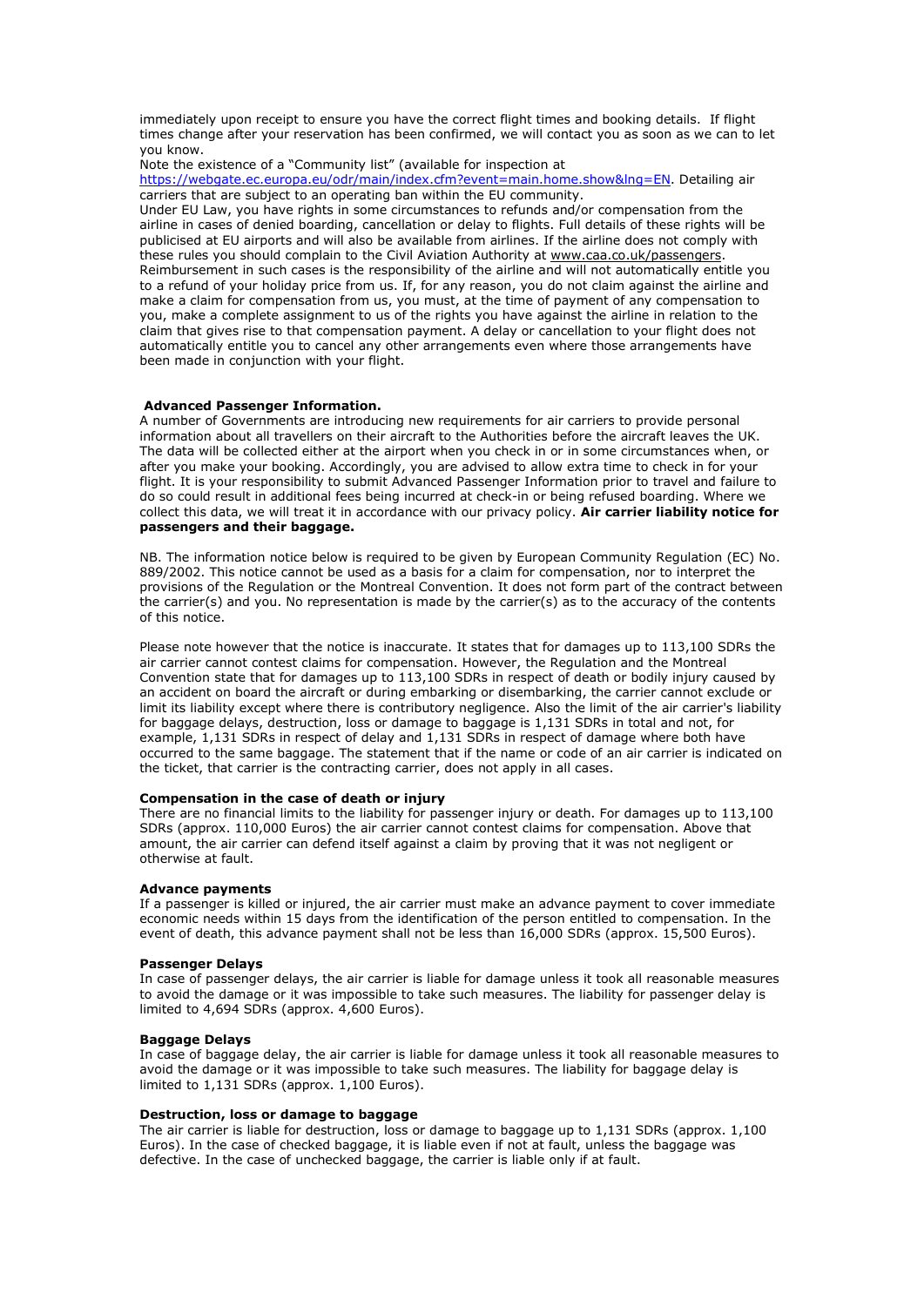immediately upon receipt to ensure you have the correct flight times and booking details. If flight times change after your reservation has been confirmed, we will contact you as soon as we can to let you know.

Note the existence of a "Community list" (available for inspection at https://webgate.ec.europa.eu/odr/main/index.cfm?event=main.home.show&lng=EN. Detailing air carriers that are subject to an operating ban within the EU community.

Under EU Law, you have rights in some circumstances to refunds and/or compensation from the airline in cases of denied boarding, cancellation or delay to flights. Full details of these rights will be publicised at EU airports and will also be available from airlines. If the airline does not comply with these rules you should complain to the Civil Aviation Authority at www.caa.co.uk/passengers. Reimbursement in such cases is the responsibility of the airline and will not automatically entitle you to a refund of your holiday price from us. If, for any reason, you do not claim against the airline and make a claim for compensation from us, you must, at the time of payment of any compensation to you, make a complete assignment to us of the rights you have against the airline in relation to the claim that gives rise to that compensation payment. A delay or cancellation to your flight does not automatically entitle you to cancel any other arrangements even where those arrangements have been made in conjunction with your flight.

**Advanced Passenger Information.**

A number of Governments are introducing new requirements for air carriers to provide personal information about all travellers on their aircraft to the Authorities before the aircraft leaves the UK. The data will be collected either at the airport when you check in or in some circumstances when, or after you make your booking. Accordingly, you are advised to allow extra time to check in for your flight. It is your responsibility to submit Advanced Passenger Information prior to travel and failure to do so could result in additional fees being incurred at check-in or being refused boarding. Where we collect this data, we will treat it in accordance with our privacy policy. **Air carrier liability notice for passengers and their baggage.**

NB. The information notice below is required to be given by European Community Regulation (EC) No. 889/2002. This notice cannot be used as a basis for a claim for compensation, nor to interpret the provisions of the Regulation or the Montreal Convention. It does not form part of the contract between the carrier(s) and you. No representation is made by the carrier(s) as to the accuracy of the contents of this notice.

Please note however that the notice is inaccurate. It states that for damages up to 113,100 SDRs the air carrier cannot contest claims for compensation. However, the Regulation and the Montreal Convention state that for damages up to 113,100 SDRs in respect of death or bodily injury caused by an accident on board the aircraft or during embarking or disembarking, the carrier cannot exclude or limit its liability except where there is contributory negligence. Also the limit of the air carrier's liability for baggage delays, destruction, loss or damage to baggage is 1,131 SDRs in total and not, for example, 1,131 SDRs in respect of delay and 1,131 SDRs in respect of damage where both have occurred to the same baggage. The statement that if the name or code of an air carrier is indicated on the ticket, that carrier is the contracting carrier, does not apply in all cases.

**Compensation in the case of death or injury**

There are no financial limits to the liability for passenger injury or death. For damages up to 113,100 SDRs (approx. 110,000 Euros) the air carrier cannot contest claims for compensation. Above that amount, the air carrier can defend itself against a claim by proving that it was not negligent or otherwise at fault.

**Advance payments**

If a passenger is killed or injured, the air carrier must make an advance payment to cover immediate economic needs within 15 days from the identification of the person entitled to compensation. In the event of death, this advance payment shall not be less than 16,000 SDRs (approx. 15,500 Euros).

**Passenger Delays**

In case of passenger delays, the air carrier is liable for damage unless it took all reasonable measures to avoid the damage or it was impossible to take such measures. The liability for passenger delay is limited to 4,694 SDRs (approx. 4,600 Euros).

**Baggage Delays**

In case of baggage delay, the air carrier is liable for damage unless it took all reasonable measures to avoid the damage or it was impossible to take such measures. The liability for baggage delay is limited to 1,131 SDRs (approx. 1,100 Euros).

**Destruction, loss or damage to baggage**

The air carrier is liable for destruction, loss or damage to baggage up to 1,131 SDRs (approx. 1,100 Euros). In the case of checked baggage, it is liable even if not at fault, unless the baggage was defective. In the case of unchecked baggage, the carrier is liable only if at fault.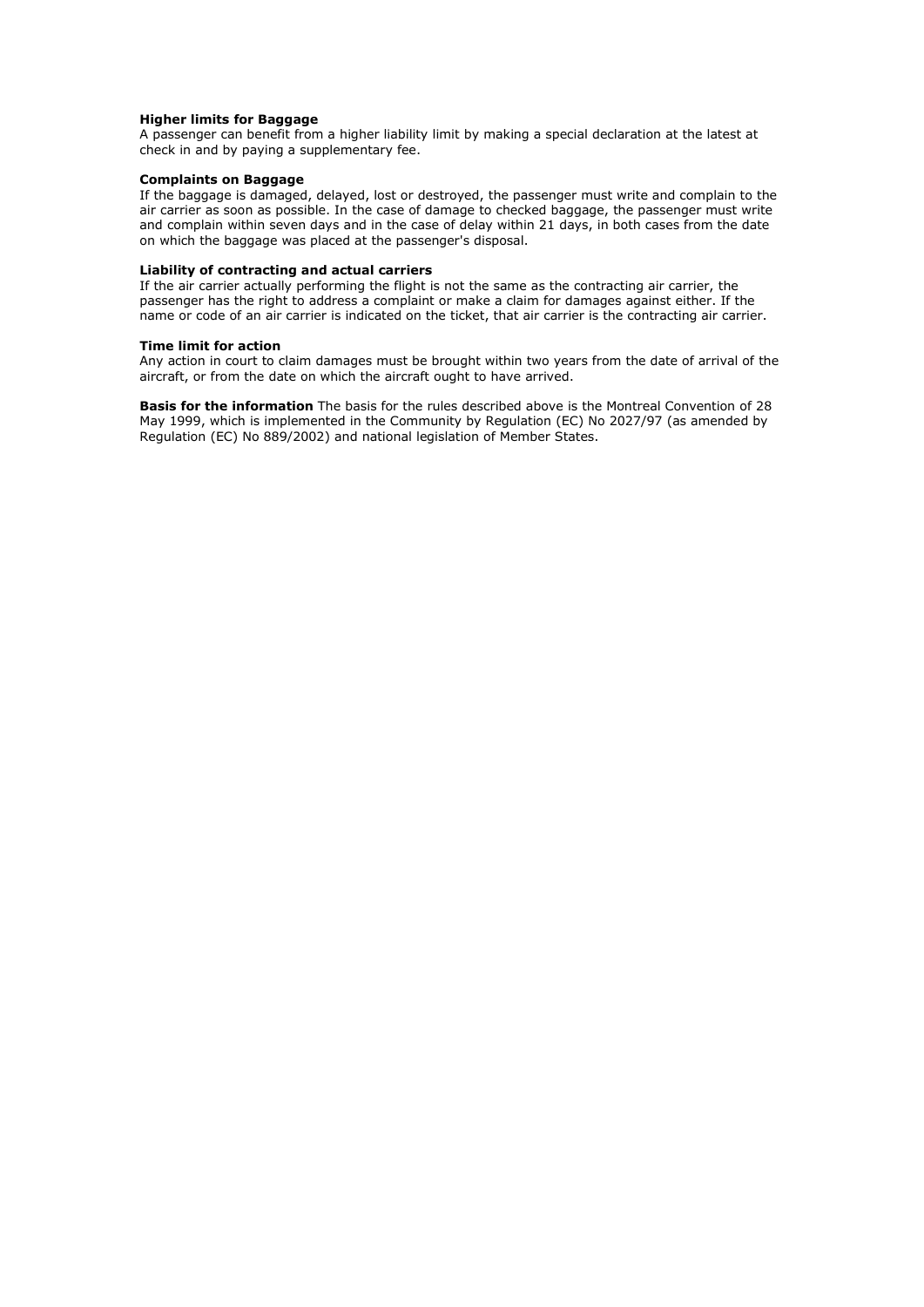**Higher limits for Baggage**
A passenger can benefit from a higher liability limit by making a special declaration at the latest at check in and by paying a supplementary fee.

**Complaints on Baggage**
If the baggage is damaged, delayed, lost or destroyed, the passenger must write and complain to the air carrier as soon as possible. In the case of damage to checked baggage, the passenger must write and complain within seven days and in the case of delay within 21 days, in both cases from the date on which the baggage was placed at the passenger's disposal.

**Liability of contracting and actual carriers**
If the air carrier actually performing the flight is not the same as the contracting air carrier, the passenger has the right to address a complaint or make a claim for damages against either. If the name or code of an air carrier is indicated on the ticket, that air carrier is the contracting air carrier.

**Time limit for action**
Any action in court to claim damages must be brought within two years from the date of arrival of the aircraft, or from the date on which the aircraft ought to have arrived.

**Basis for the information** The basis for the rules described above is the Montreal Convention of 28 May 1999, which is implemented in the Community by Regulation (EC) No 2027/97 (as amended by Regulation (EC) No 889/2002) and national legislation of Member States.